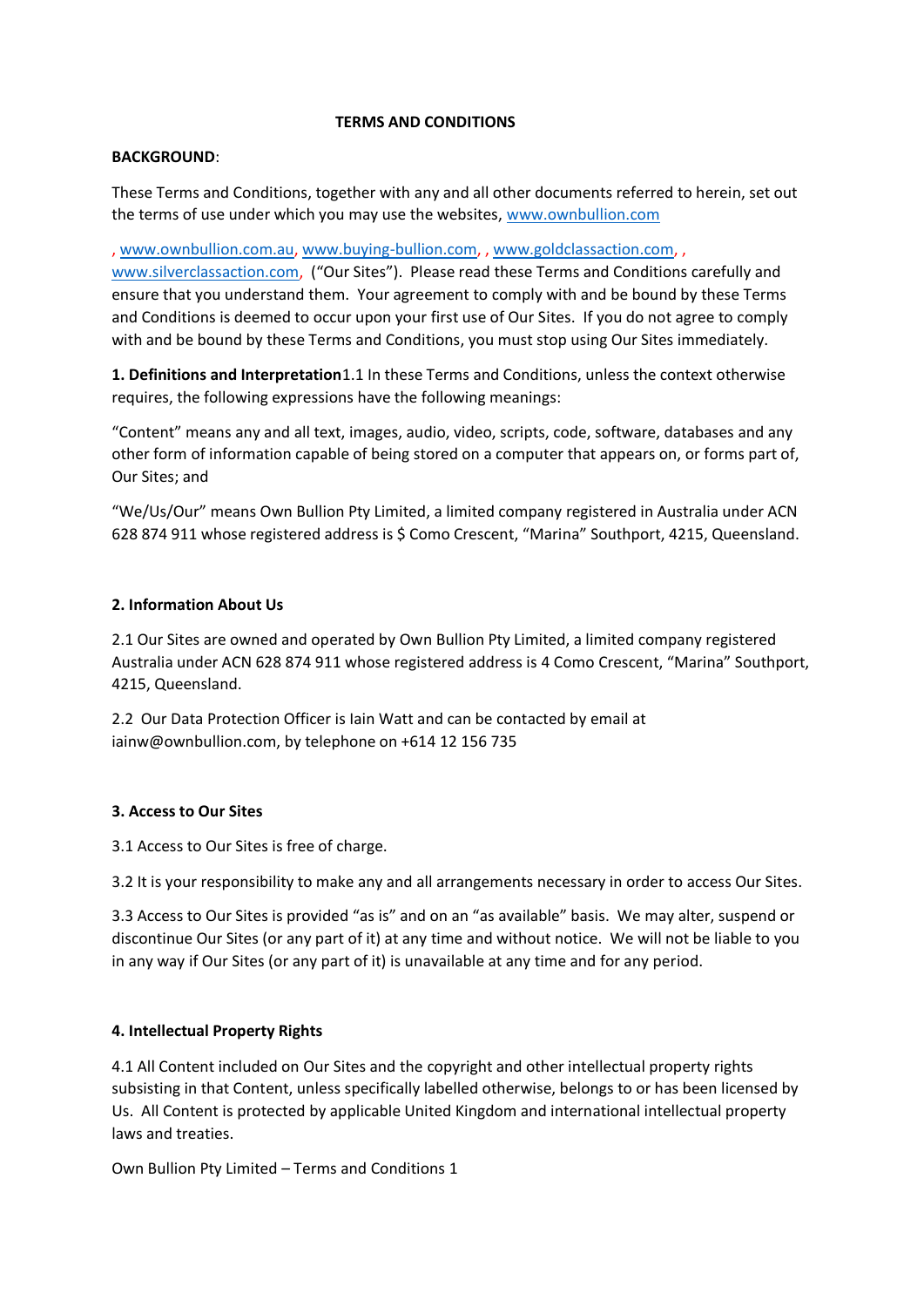**TERMS AND CONDITIONS**

**BACKGROUND**:

These Terms and Conditions, together with any and all other documents referred to herein, set out the terms of use under which you may use the websites, www.ownbullion.com

, www.ownbullion.com.au, www.buying-bullion.com, , www.goldclassaction.com, , www.silverclassaction.com, ("Our Sites"). Please read these Terms and Conditions carefully and ensure that you understand them. Your agreement to comply with and be bound by these Terms and Conditions is deemed to occur upon your first use of Our Sites. If you do not agree to comply with and be bound by these Terms and Conditions, you must stop using Our Sites immediately.

**1. Definitions and Interpretation**1.1 In these Terms and Conditions, unless the context otherwise requires, the following expressions have the following meanings:

"Content" means any and all text, images, audio, video, scripts, code, software, databases and any other form of information capable of being stored on a computer that appears on, or forms part of, Our Sites; and

"We/Us/Our" means Own Bullion Pty Limited, a limited company registered in Australia under ACN 628 874 911 whose registered address is $ Como Crescent, "Marina" Southport, 4215, Queensland.

**2. Information About Us**

2.1 Our Sites are owned and operated by Own Bullion Pty Limited, a limited company registered Australia under ACN 628 874 911 whose registered address is 4 Como Crescent, "Marina" Southport, 4215, Queensland.

2.2 Our Data Protection Officer is Iain Watt and can be contacted by email at iainw@ownbullion.com, by telephone on +614 12 156 735

**3. Access to Our Sites**

3.1 Access to Our Sites is free of charge.

3.2 It is your responsibility to make any and all arrangements necessary in order to access Our Sites.

3.3 Access to Our Sites is provided "as is" and on an "as available" basis. We may alter, suspend or discontinue Our Sites (or any part of it) at any time and without notice. We will not be liable to you in any way if Our Sites (or any part of it) is unavailable at any time and for any period.

**4. Intellectual Property Rights**

4.1 All Content included on Our Sites and the copyright and other intellectual property rights subsisting in that Content, unless specifically labelled otherwise, belongs to or has been licensed by Us. All Content is protected by applicable United Kingdom and international intellectual property laws and treaties.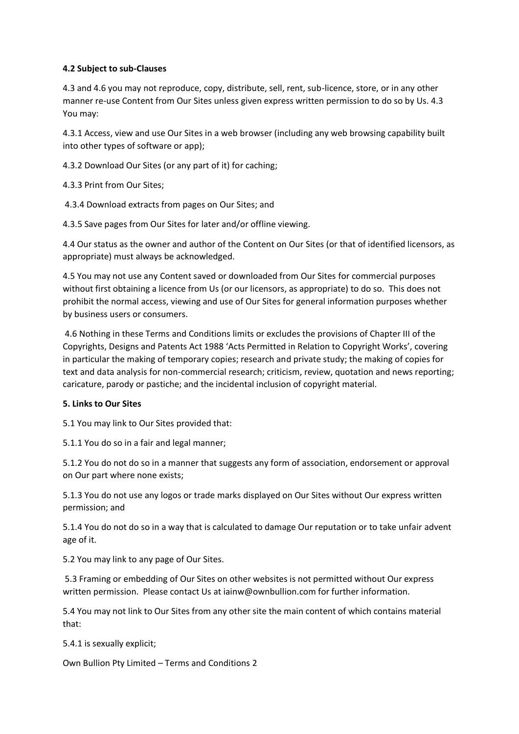**4.2 Subject to sub-Clauses**

4.3 and 4.6 you may not reproduce, copy, distribute, sell, rent, sub-licence, store, or in any other manner re-use Content from Our Sites unless given express written permission to do so by Us. 4.3 You may:

4.3.1 Access, view and use Our Sites in a web browser (including any web browsing capability built into other types of software or app);

4.3.2 Download Our Sites (or any part of it) for caching;

4.3.3 Print from Our Sites;

4.3.4 Download extracts from pages on Our Sites; and

4.3.5 Save pages from Our Sites for later and/or offline viewing.

4.4 Our status as the owner and author of the Content on Our Sites (or that of identified licensors, as appropriate) must always be acknowledged.

4.5 You may not use any Content saved or downloaded from Our Sites for commercial purposes without first obtaining a licence from Us (or our licensors, as appropriate) to do so. This does not prohibit the normal access, viewing and use of Our Sites for general information purposes whether by business users or consumers.

4.6 Nothing in these Terms and Conditions limits or excludes the provisions of Chapter III of the Copyrights, Designs and Patents Act 1988 'Acts Permitted in Relation to Copyright Works', covering in particular the making of temporary copies; research and private study; the making of copies for text and data analysis for non-commercial research; criticism, review, quotation and news reporting; caricature, parody or pastiche; and the incidental inclusion of copyright material.

**5. Links to Our Sites**

5.1 You may link to Our Sites provided that:

5.1.1 You do so in a fair and legal manner;

5.1.2 You do not do so in a manner that suggests any form of association, endorsement or approval on Our part where none exists;

5.1.3 You do not use any logos or trade marks displayed on Our Sites without Our express written permission; and

5.1.4 You do not do so in a way that is calculated to damage Our reputation or to take unfair advent age of it.

5.2 You may link to any page of Our Sites.

5.3 Framing or embedding of Our Sites on other websites is not permitted without Our express written permission. Please contact Us at iainw@ownbullion.com for further information.

5.4 You may not link to Our Sites from any other site the main content of which contains material that:

5.4.1 is sexually explicit;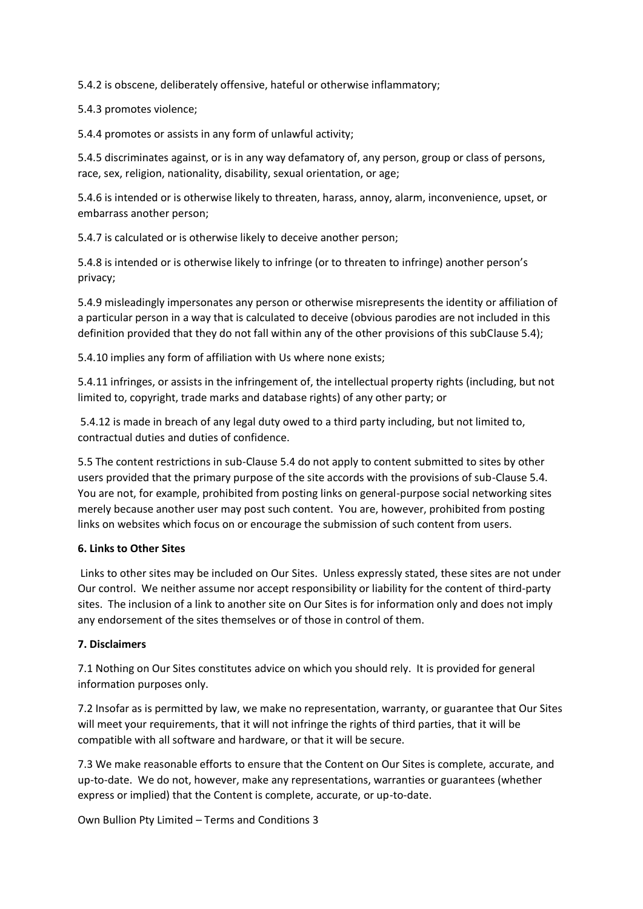5.4.2 is obscene, deliberately offensive, hateful or otherwise inflammatory;

5.4.3 promotes violence;

5.4.4 promotes or assists in any form of unlawful activity;

5.4.5 discriminates against, or is in any way defamatory of, any person, group or class of persons, race, sex, religion, nationality, disability, sexual orientation, or age;

5.4.6 is intended or is otherwise likely to threaten, harass, annoy, alarm, inconvenience, upset, or embarrass another person;

5.4.7 is calculated or is otherwise likely to deceive another person;

5.4.8 is intended or is otherwise likely to infringe (or to threaten to infringe) another person's privacy;

5.4.9 misleadingly impersonates any person or otherwise misrepresents the identity or affiliation of a particular person in a way that is calculated to deceive (obvious parodies are not included in this definition provided that they do not fall within any of the other provisions of this subClause 5.4);

5.4.10 implies any form of affiliation with Us where none exists;

5.4.11 infringes, or assists in the infringement of, the intellectual property rights (including, but not limited to, copyright, trade marks and database rights) of any other party; or

5.4.12 is made in breach of any legal duty owed to a third party including, but not limited to, contractual duties and duties of confidence.

5.5 The content restrictions in sub-Clause 5.4 do not apply to content submitted to sites by other users provided that the primary purpose of the site accords with the provisions of sub-Clause 5.4. You are not, for example, prohibited from posting links on general-purpose social networking sites merely because another user may post such content. You are, however, prohibited from posting links on websites which focus on or encourage the submission of such content from users.

**6. Links to Other Sites**

Links to other sites may be included on Our Sites. Unless expressly stated, these sites are not under Our control. We neither assume nor accept responsibility or liability for the content of third-party sites. The inclusion of a link to another site on Our Sites is for information only and does not imply any endorsement of the sites themselves or of those in control of them.

**7. Disclaimers**

7.1 Nothing on Our Sites constitutes advice on which you should rely. It is provided for general information purposes only.

7.2 Insofar as is permitted by law, we make no representation, warranty, or guarantee that Our Sites will meet your requirements, that it will not infringe the rights of third parties, that it will be compatible with all software and hardware, or that it will be secure.

7.3 We make reasonable efforts to ensure that the Content on Our Sites is complete, accurate, and up-to-date. We do not, however, make any representations, warranties or guarantees (whether express or implied) that the Content is complete, accurate, or up-to-date.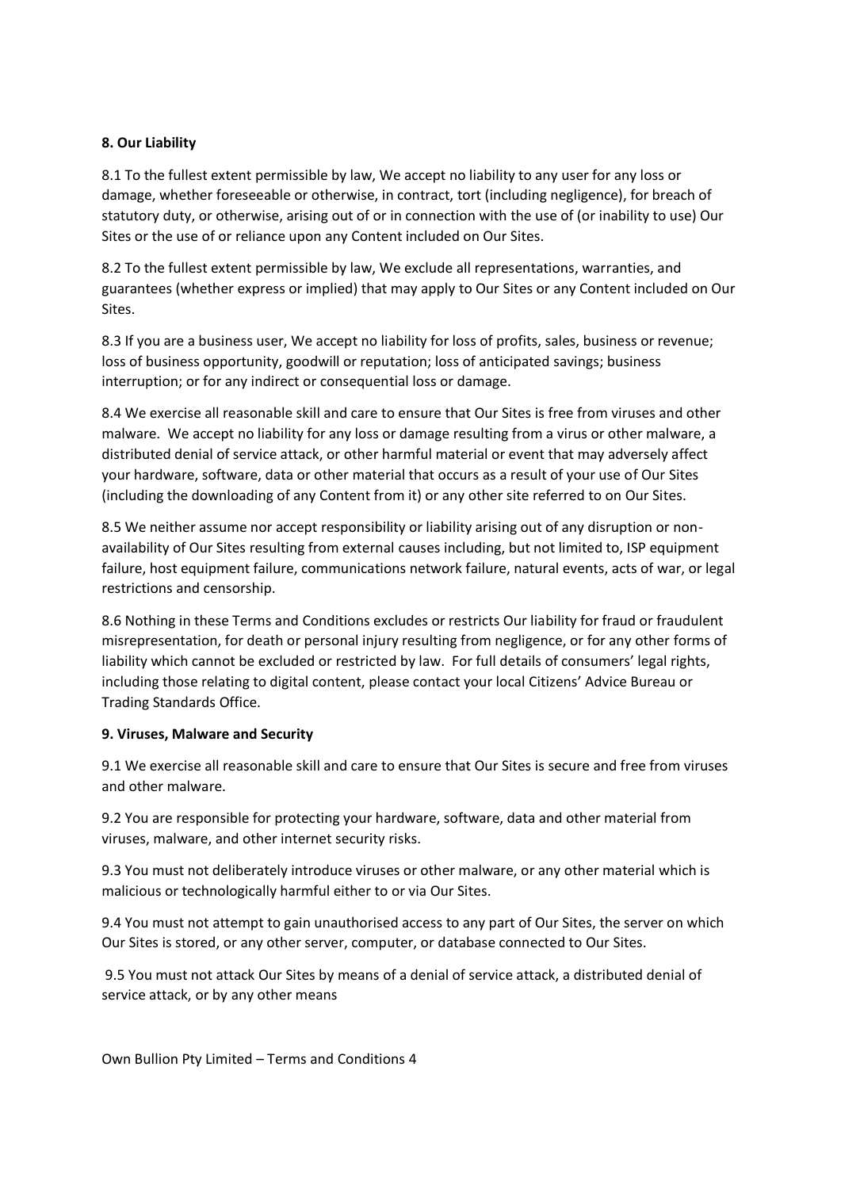**8. Our Liability**

8.1 To the fullest extent permissible by law, We accept no liability to any user for any loss or damage, whether foreseeable or otherwise, in contract, tort (including negligence), for breach of statutory duty, or otherwise, arising out of or in connection with the use of (or inability to use) Our Sites or the use of or reliance upon any Content included on Our Sites.

8.2 To the fullest extent permissible by law, We exclude all representations, warranties, and guarantees (whether express or implied) that may apply to Our Sites or any Content included on Our Sites.

8.3 If you are a business user, We accept no liability for loss of profits, sales, business or revenue; loss of business opportunity, goodwill or reputation; loss of anticipated savings; business interruption; or for any indirect or consequential loss or damage.

8.4 We exercise all reasonable skill and care to ensure that Our Sites is free from viruses and other malware. We accept no liability for any loss or damage resulting from a virus or other malware, a distributed denial of service attack, or other harmful material or event that may adversely affect your hardware, software, data or other material that occurs as a result of your use of Our Sites (including the downloading of any Content from it) or any other site referred to on Our Sites.

8.5 We neither assume nor accept responsibility or liability arising out of any disruption or non-availability of Our Sites resulting from external causes including, but not limited to, ISP equipment failure, host equipment failure, communications network failure, natural events, acts of war, or legal restrictions and censorship.

8.6 Nothing in these Terms and Conditions excludes or restricts Our liability for fraud or fraudulent misrepresentation, for death or personal injury resulting from negligence, or for any other forms of liability which cannot be excluded or restricted by law. For full details of consumers' legal rights, including those relating to digital content, please contact your local Citizens' Advice Bureau or Trading Standards Office.

**9. Viruses, Malware and Security**

9.1 We exercise all reasonable skill and care to ensure that Our Sites is secure and free from viruses and other malware.

9.2 You are responsible for protecting your hardware, software, data and other material from viruses, malware, and other internet security risks.

9.3 You must not deliberately introduce viruses or other malware, or any other material which is malicious or technologically harmful either to or via Our Sites.

9.4 You must not attempt to gain unauthorised access to any part of Our Sites, the server on which Our Sites is stored, or any other server, computer, or database connected to Our Sites.

9.5 You must not attack Our Sites by means of a denial of service attack, a distributed denial of service attack, or by any other means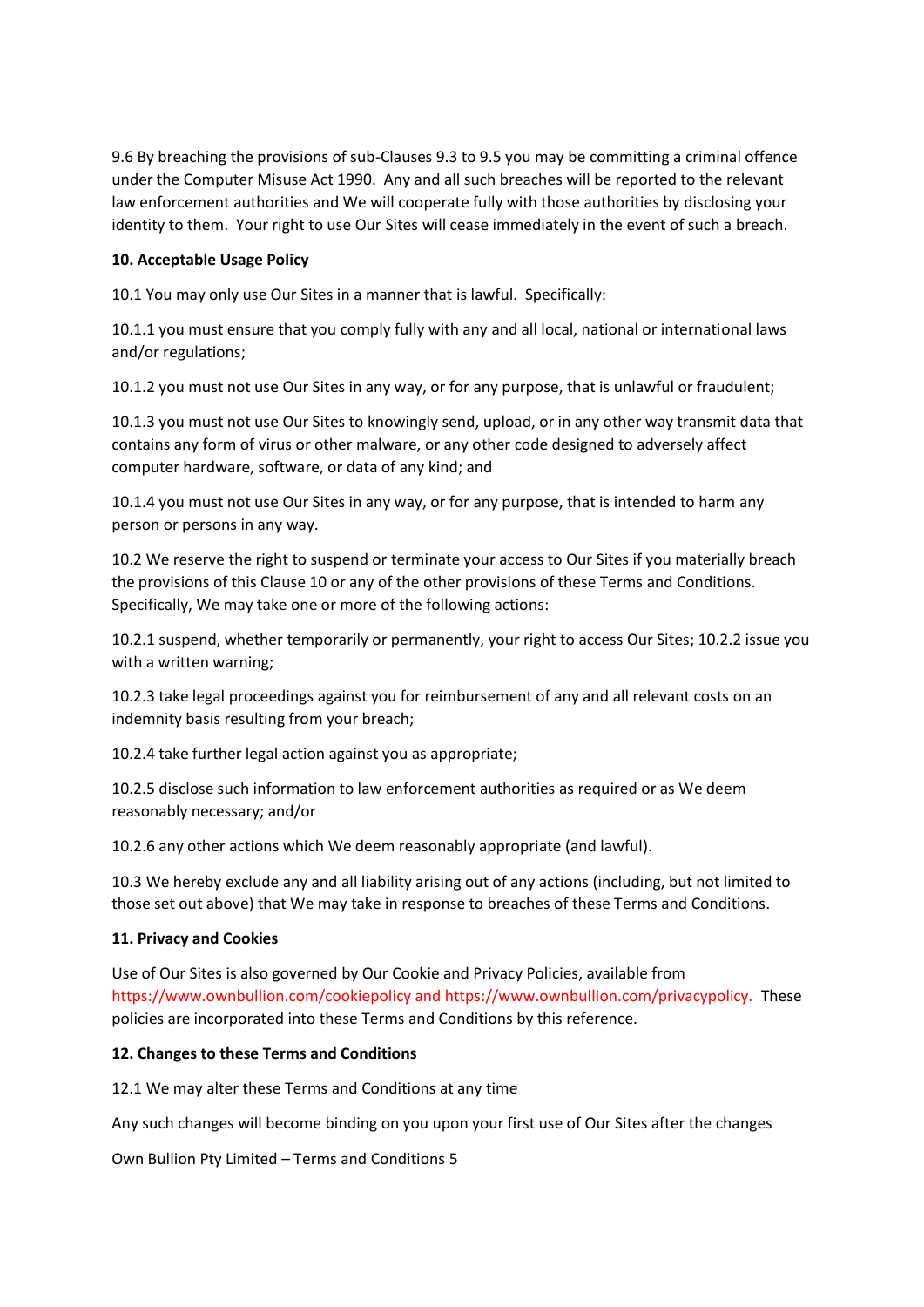9.6 By breaching the provisions of sub-Clauses 9.3 to 9.5 you may be committing a criminal offence under the Computer Misuse Act 1990. Any and all such breaches will be reported to the relevant law enforcement authorities and We will cooperate fully with those authorities by disclosing your identity to them. Your right to use Our Sites will cease immediately in the event of such a breach.

**10. Acceptable Usage Policy**

10.1 You may only use Our Sites in a manner that is lawful. Specifically:

10.1.1 you must ensure that you comply fully with any and all local, national or international laws and/or regulations;

10.1.2 you must not use Our Sites in any way, or for any purpose, that is unlawful or fraudulent;

10.1.3 you must not use Our Sites to knowingly send, upload, or in any other way transmit data that contains any form of virus or other malware, or any other code designed to adversely affect computer hardware, software, or data of any kind; and

10.1.4 you must not use Our Sites in any way, or for any purpose, that is intended to harm any person or persons in any way.

10.2 We reserve the right to suspend or terminate your access to Our Sites if you materially breach the provisions of this Clause 10 or any of the other provisions of these Terms and Conditions. Specifically, We may take one or more of the following actions:

10.2.1 suspend, whether temporarily or permanently, your right to access Our Sites; 10.2.2 issue you with a written warning;

10.2.3 take legal proceedings against you for reimbursement of any and all relevant costs on an indemnity basis resulting from your breach;

10.2.4 take further legal action against you as appropriate;

10.2.5 disclose such information to law enforcement authorities as required or as We deem reasonably necessary; and/or

10.2.6 any other actions which We deem reasonably appropriate (and lawful).

10.3 We hereby exclude any and all liability arising out of any actions (including, but not limited to those set out above) that We may take in response to breaches of these Terms and Conditions.

**11. Privacy and Cookies**

Use of Our Sites is also governed by Our Cookie and Privacy Policies, available from https://www.ownbullion.com/cookiepolicy and https://www.ownbullion.com/privacypolicy. These policies are incorporated into these Terms and Conditions by this reference.

**12. Changes to these Terms and Conditions**

12.1 We may alter these Terms and Conditions at any time

Any such changes will become binding on you upon your first use of Our Sites after the changes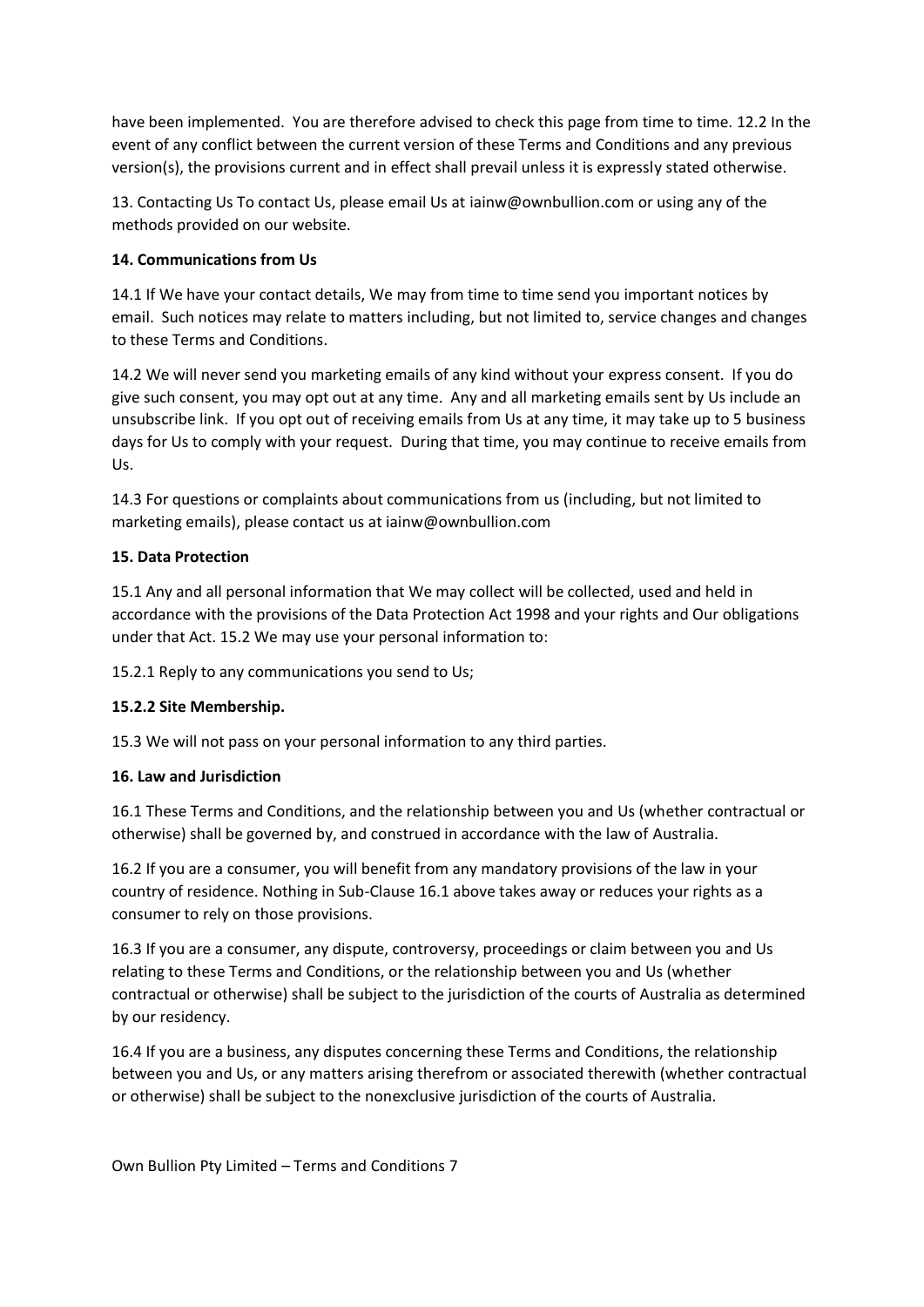have been implemented. You are therefore advised to check this page from time to time. 12.2 In the event of any conflict between the current version of these Terms and Conditions and any previous version(s), the provisions current and in effect shall prevail unless it is expressly stated otherwise.

13. Contacting Us To contact Us, please email Us at iainw@ownbullion.com or using any of the methods provided on our website.

**14. Communications from Us**

14.1 If We have your contact details, We may from time to time send you important notices by email. Such notices may relate to matters including, but not limited to, service changes and changes to these Terms and Conditions.

14.2 We will never send you marketing emails of any kind without your express consent. If you do give such consent, you may opt out at any time. Any and all marketing emails sent by Us include an unsubscribe link. If you opt out of receiving emails from Us at any time, it may take up to 5 business days for Us to comply with your request. During that time, you may continue to receive emails from Us.

14.3 For questions or complaints about communications from us (including, but not limited to marketing emails), please contact us at iainw@ownbullion.com

**15. Data Protection**

15.1 Any and all personal information that We may collect will be collected, used and held in accordance with the provisions of the Data Protection Act 1998 and your rights and Our obligations under that Act. 15.2 We may use your personal information to:

15.2.1 Reply to any communications you send to Us;

**15.2.2 Site Membership.**

15.3 We will not pass on your personal information to any third parties.

**16. Law and Jurisdiction**

16.1 These Terms and Conditions, and the relationship between you and Us (whether contractual or otherwise) shall be governed by, and construed in accordance with the law of Australia.

16.2 If you are a consumer, you will benefit from any mandatory provisions of the law in your country of residence. Nothing in Sub-Clause 16.1 above takes away or reduces your rights as a consumer to rely on those provisions.

16.3 If you are a consumer, any dispute, controversy, proceedings or claim between you and Us relating to these Terms and Conditions, or the relationship between you and Us (whether contractual or otherwise) shall be subject to the jurisdiction of the courts of Australia as determined by our residency.

16.4 If you are a business, any disputes concerning these Terms and Conditions, the relationship between you and Us, or any matters arising therefrom or associated therewith (whether contractual or otherwise) shall be subject to the nonexclusive jurisdiction of the courts of Australia.